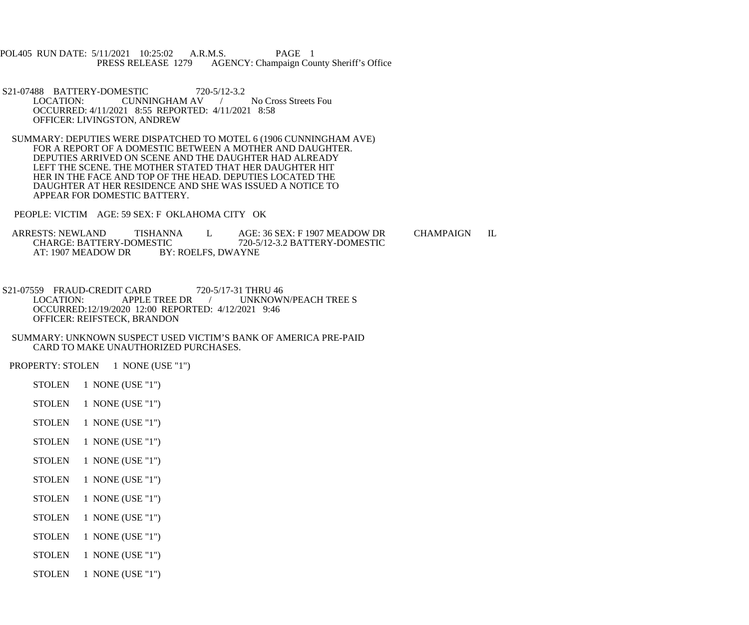POL405 RUN DATE: 5/11/2021 10:25:02 A.R.M.S. PAGE 1
PRESS RELEASE 1279 AGENCY: Champaign County Sheriff's Office

S21-07488 BATTERY-DOMESTIC 720-5/12-3.2
LOCATION: CUNNINGHAM AV / No Cross Streets Fou
OCCURRED: 4/11/2021 8:55 REPORTED: 4/11/2021 8:58
OFFICER: LIVINGSTON, ANDREW

SUMMARY: DEPUTIES WERE DISPATCHED TO MOTEL 6 (1906 CUNNINGHAM AVE) FOR A REPORT OF A DOMESTIC BETWEEN A MOTHER AND DAUGHTER. DEPUTIES ARRIVED ON SCENE AND THE DAUGHTER HAD ALREADY LEFT THE SCENE. THE MOTHER STATED THAT HER DAUGHTER HIT HER IN THE FACE AND TOP OF THE HEAD. DEPUTIES LOCATED THE DAUGHTER AT HER RESIDENCE AND SHE WAS ISSUED A NOTICE TO APPEAR FOR DOMESTIC BATTERY.

PEOPLE: VICTIM AGE: 59 SEX: F OKLAHOMA CITY OK

ARRESTS: NEWLAND TISHANNA L AGE: 36 SEX: F 1907 MEADOW DR CHAMPAIGN IL
CHARGE: BATTERY-DOMESTIC 720-5/12-3.2 BATTERY-DOMESTIC
AT: 1907 MEADOW DR BY: ROELFS, DWAYNE

S21-07559 FRAUD-CREDIT CARD 720-5/17-31 THRU 46
LOCATION: APPLE TREE DR / UNKNOWN/PEACH TREE S
OCCURRED:12/19/2020 12:00 REPORTED: 4/12/2021 9:46
OFFICER: REIFSTECK, BRANDON

SUMMARY: UNKNOWN SUSPECT USED VICTIM'S BANK OF AMERICA PRE-PAID CARD TO MAKE UNAUTHORIZED PURCHASES.

PROPERTY: STOLEN 1 NONE (USE "1")

STOLEN 1 NONE (USE "1")

STOLEN 1 NONE (USE "1")

STOLEN 1 NONE (USE "1")

STOLEN 1 NONE (USE "1")

STOLEN 1 NONE (USE "1")

STOLEN 1 NONE (USE "1")

STOLEN 1 NONE (USE "1")

STOLEN 1 NONE (USE "1")

STOLEN 1 NONE (USE "1")

STOLEN 1 NONE (USE "1")

STOLEN 1 NONE (USE "1")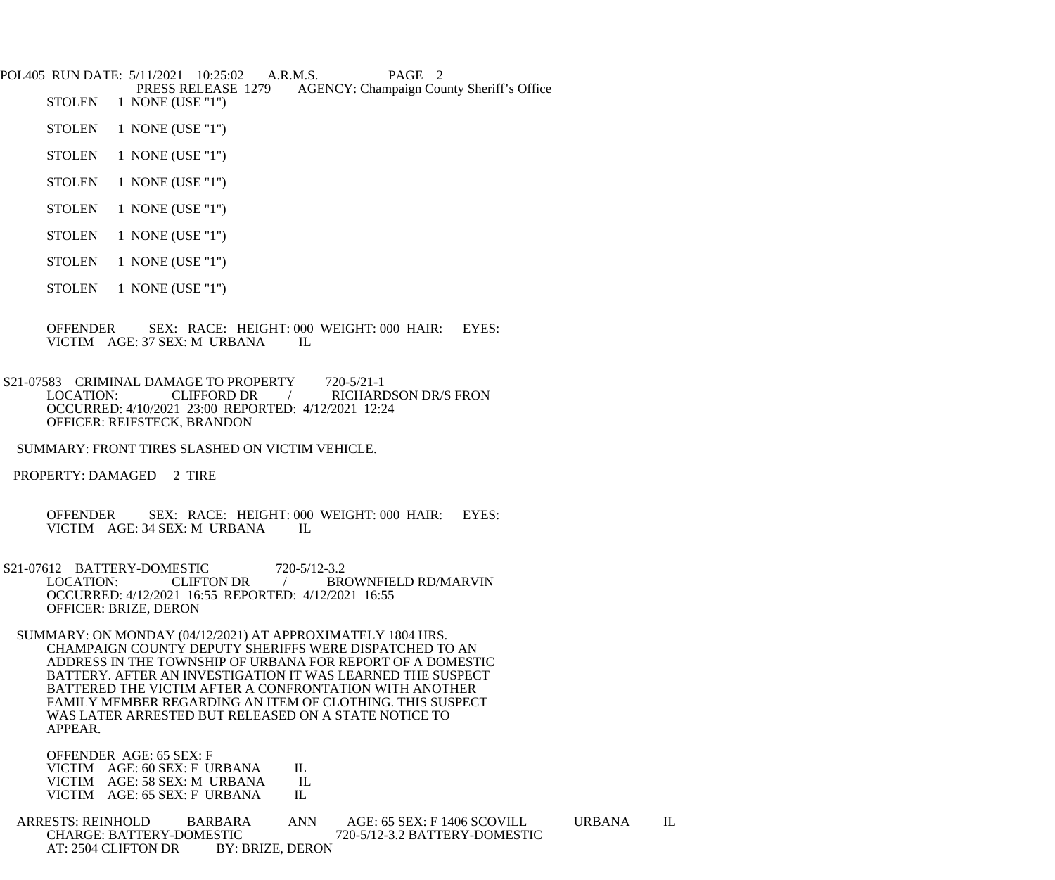STOLEN 1 NONE (USE "1")

STOLEN 1 NONE (USE "1")

STOLEN 1 NONE (USE "1")

STOLEN 1 NONE (USE "1")

STOLEN 1 NONE (USE "1")

STOLEN 1 NONE (USE "1")

STOLEN 1 NONE (USE "1")

STOLEN 1 NONE (USE "1")

OFFENDER SEX: RACE: HEIGHT: 000 WEIGHT: 000 HAIR: EYES:
VICTIM AGE: 37 SEX: M URBANA IL

S21-07583 CRIMINAL DAMAGE TO PROPERTY 720-5/21-1
LOCATION: CLIFFORD DR / RICHARDSON DR/S FRON
OCCURRED: 4/10/2021 23:00 REPORTED: 4/12/2021 12:24
OFFICER: REIFSTECK, BRANDON

SUMMARY: FRONT TIRES SLASHED ON VICTIM VEHICLE.

PROPERTY: DAMAGED 2 TIRE

OFFENDER SEX: RACE: HEIGHT: 000 WEIGHT: 000 HAIR: EYES:
VICTIM AGE: 34 SEX: M URBANA IL

S21-07612 BATTERY-DOMESTIC 720-5/12-3.2
LOCATION: CLIFTON DR / BROWNFIELD RD/MARVIN
OCCURRED: 4/12/2021 16:55 REPORTED: 4/12/2021 16:55
OFFICER: BRIZE, DERON

SUMMARY: ON MONDAY (04/12/2021) AT APPROXIMATELY 1804 HRS. CHAMPAIGN COUNTY DEPUTY SHERIFFS WERE DISPATCHED TO AN ADDRESS IN THE TOWNSHIP OF URBANA FOR REPORT OF A DOMESTIC BATTERY. AFTER AN INVESTIGATION IT WAS LEARNED THE SUSPECT BATTERED THE VICTIM AFTER A CONFRONTATION WITH ANOTHER FAMILY MEMBER REGARDING AN ITEM OF CLOTHING. THIS SUSPECT WAS LATER ARRESTED BUT RELEASED ON A STATE NOTICE TO APPEAR.

OFFENDER AGE: 65 SEX: F
VICTIM AGE: 60 SEX: F URBANA IL
VICTIM AGE: 58 SEX: M URBANA IL
VICTIM AGE: 65 SEX: F URBANA IL

ARRESTS: REINHOLD BARBARA ANN AGE: 65 SEX: F 1406 SCOVILL URBANA IL
CHARGE: BATTERY-DOMESTIC 720-5/12-3.2 BATTERY-DOMESTIC
AT: 2504 CLIFTON DR BY: BRIZE, DERON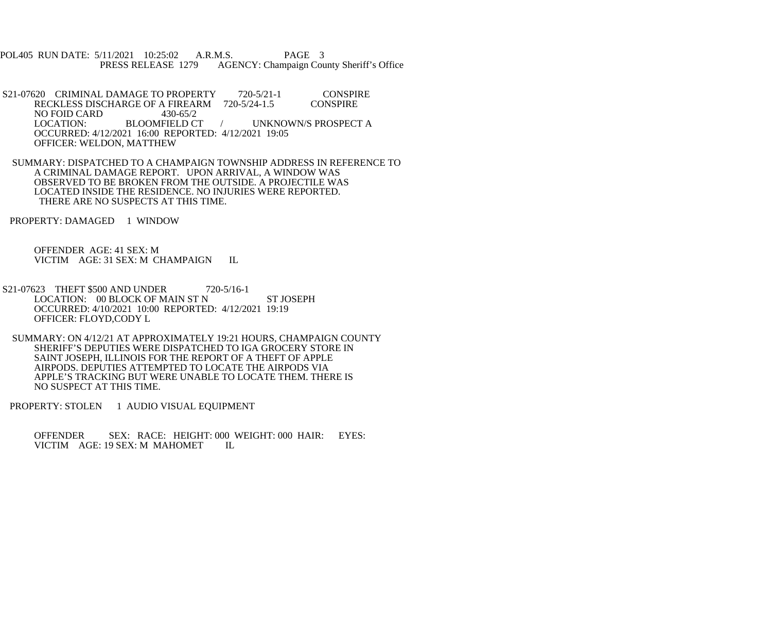S21-07620 CRIMINAL DAMAGE TO PROPERTY 720-5/21-1 CONSPIRE
RECKLESS DISCHARGE OF A FIREARM 720-5/24-1.5 CONSPIRE
NO FOID CARD 430-65/2
LOCATION: BLOOMFIELD CT / UNKNOWN/S PROSPECT A
OCCURRED: 4/12/2021 16:00 REPORTED: 4/12/2021 19:05
OFFICER: WELDON, MATTHEW

SUMMARY: DISPATCHED TO A CHAMPAIGN TOWNSHIP ADDRESS IN REFERENCE TO A CRIMINAL DAMAGE REPORT. UPON ARRIVAL, A WINDOW WAS OBSERVED TO BE BROKEN FROM THE OUTSIDE. A PROJECTILE WAS LOCATED INSIDE THE RESIDENCE. NO INJURIES WERE REPORTED. THERE ARE NO SUSPECTS AT THIS TIME.

PROPERTY: DAMAGED 1 WINDOW

OFFENDER AGE: 41 SEX: M
VICTIM AGE: 31 SEX: M CHAMPAIGN IL

S21-07623 THEFT $500 AND UNDER 720-5/16-1
LOCATION: 00 BLOCK OF MAIN ST N ST JOSEPH
OCCURRED: 4/10/2021 10:00 REPORTED: 4/12/2021 19:19
OFFICER: FLOYD,CODY L

SUMMARY: ON 4/12/21 AT APPROXIMATELY 19:21 HOURS, CHAMPAIGN COUNTY SHERIFF'S DEPUTIES WERE DISPATCHED TO IGA GROCERY STORE IN SAINT JOSEPH, ILLINOIS FOR THE REPORT OF A THEFT OF APPLE AIRPODS. DEPUTIES ATTEMPTED TO LOCATE THE AIRPODS VIA APPLE'S TRACKING BUT WERE UNABLE TO LOCATE THEM. THERE IS NO SUSPECT AT THIS TIME.

PROPERTY: STOLEN 1 AUDIO VISUAL EQUIPMENT

OFFENDER SEX: RACE: HEIGHT: 000 WEIGHT: 000 HAIR: EYES:
VICTIM AGE: 19 SEX: M MAHOMET IL